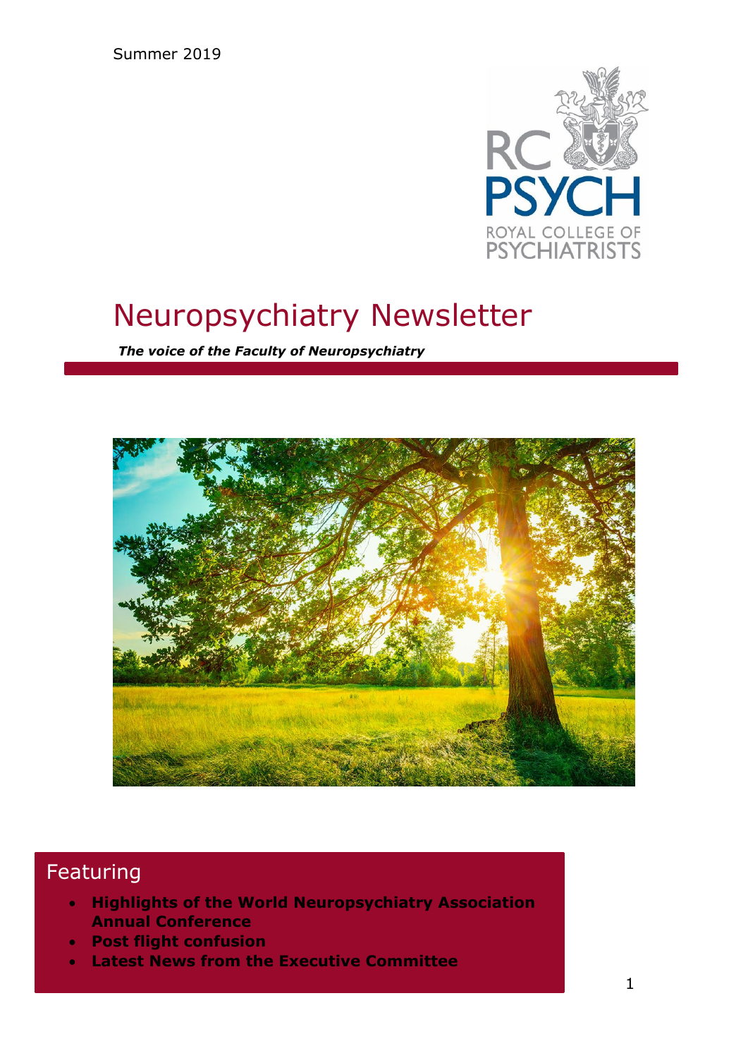Summer 2019

# Neuropsychiatry Newsletter

***The voice of the Faculty of Neuropsychiatry***

## Featuring

- **Highlights of the World Neuropsychiatry Association Annual Conference**
- **Post flight confusion**
- **Latest News from the Executive Committee**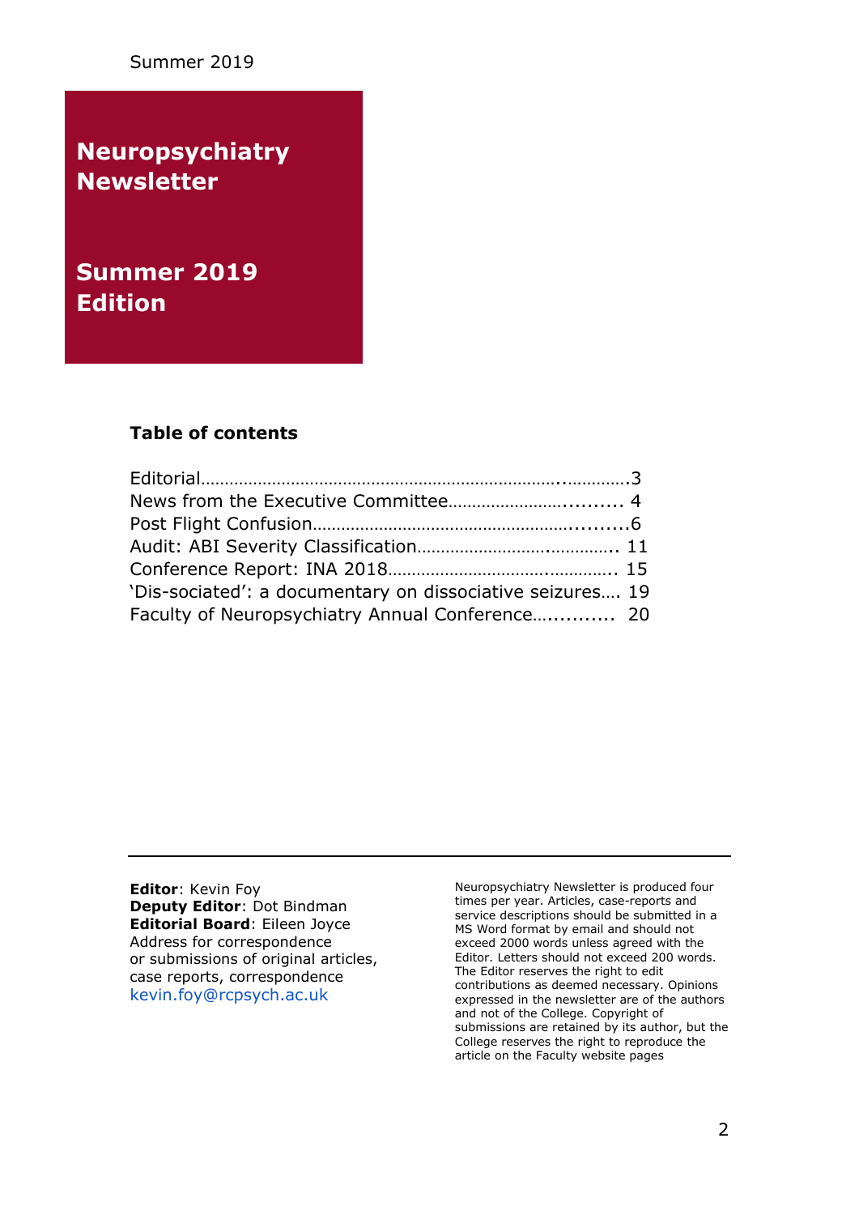Summer 2019

# Neuropsychiatry Newsletter

## Summer 2019 Edition

### Table of contents

Editorial…………………………………………………………………..…………3
News from the Executive Committee……………………….......... 4
Post Flight Confusion……………………………………………….........6
Audit: ABI Severity Classification………………………..………….. 11
Conference Report: INA 2018……………………………..………….. 15
'Dis-sociated': a documentary on dissociative seizures…. 19
Faculty of Neuropsychiatry Annual Conference…..........  20

---

**Editor**: Kevin Foy
**Deputy Editor**: Dot Bindman
**Editorial Board**: Eileen Joyce
Address for correspondence or submissions of original articles, case reports, correspondence
kevin.foy@rcpsych.ac.uk

Neuropsychiatry Newsletter is produced four times per year. Articles, case-reports and service descriptions should be submitted in a MS Word format by email and should not exceed 2000 words unless agreed with the Editor. Letters should not exceed 200 words. The Editor reserves the right to edit contributions as deemed necessary. Opinions expressed in the newsletter are of the authors and not of the College. Copyright of submissions are retained by its author, but the College reserves the right to reproduce the article on the Faculty website pages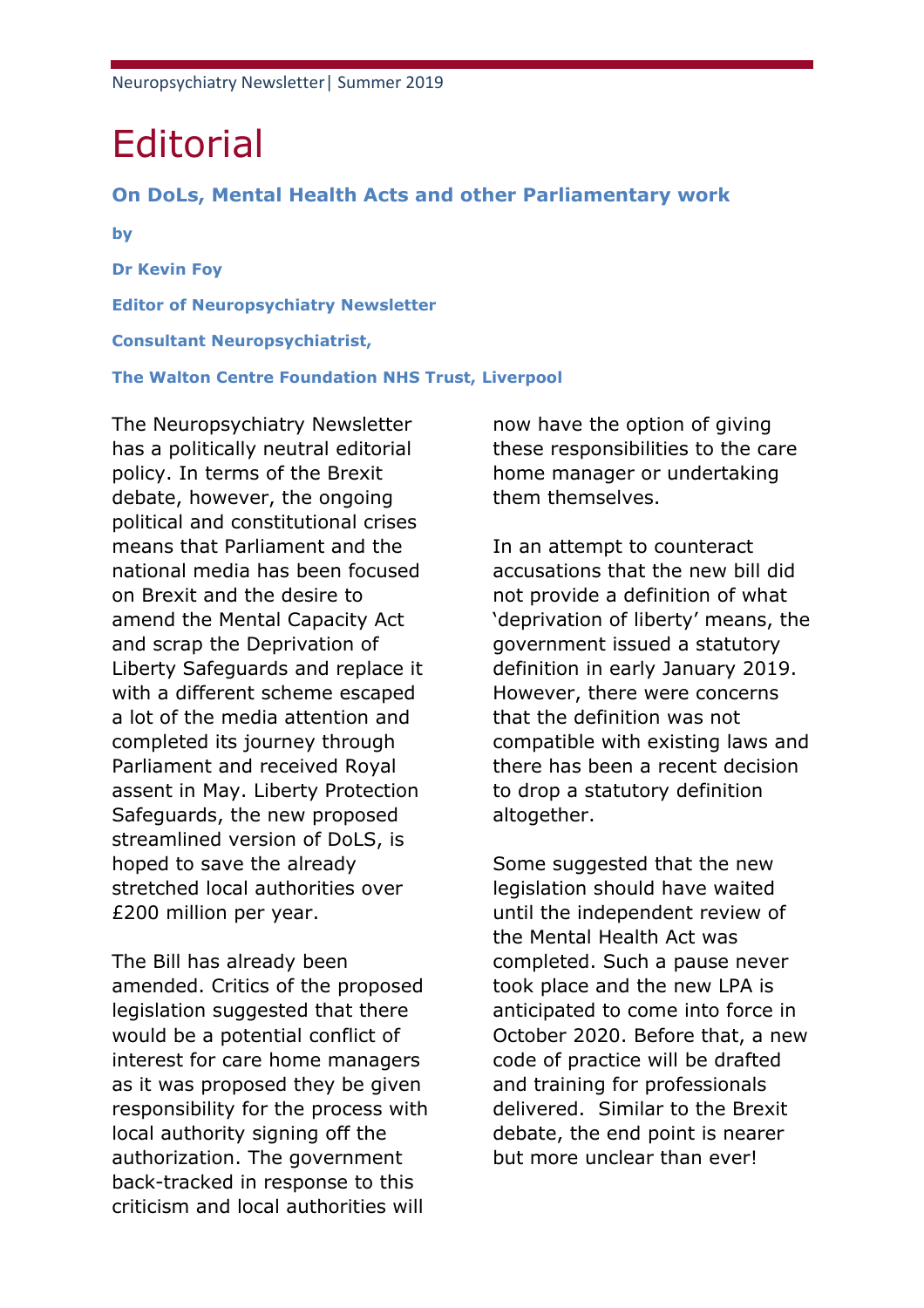# Editorial

### On DoLs, Mental Health Acts and other Parliamentary work

**by**

**Dr Kevin Foy**

**Editor of Neuropsychiatry Newsletter**

**Consultant Neuropsychiatrist,**

**The Walton Centre Foundation NHS Trust, Liverpool**

The Neuropsychiatry Newsletter has a politically neutral editorial policy. In terms of the Brexit debate, however, the ongoing political and constitutional crises means that Parliament and the national media has been focused on Brexit and the desire to amend the Mental Capacity Act and scrap the Deprivation of Liberty Safeguards and replace it with a different scheme escaped a lot of the media attention and completed its journey through Parliament and received Royal assent in May. Liberty Protection Safeguards, the new proposed streamlined version of DoLS, is hoped to save the already stretched local authorities over £200 million per year.

The Bill has already been amended. Critics of the proposed legislation suggested that there would be a potential conflict of interest for care home managers as it was proposed they be given responsibility for the process with local authority signing off the authorization. The government back-tracked in response to this criticism and local authorities will now have the option of giving these responsibilities to the care home manager or undertaking them themselves.

In an attempt to counteract accusations that the new bill did not provide a definition of what 'deprivation of liberty' means, the government issued a statutory definition in early January 2019. However, there were concerns that the definition was not compatible with existing laws and there has been a recent decision to drop a statutory definition altogether.

Some suggested that the new legislation should have waited until the independent review of the Mental Health Act was completed. Such a pause never took place and the new LPA is anticipated to come into force in October 2020. Before that, a new code of practice will be drafted and training for professionals delivered. Similar to the Brexit debate, the end point is nearer but more unclear than ever!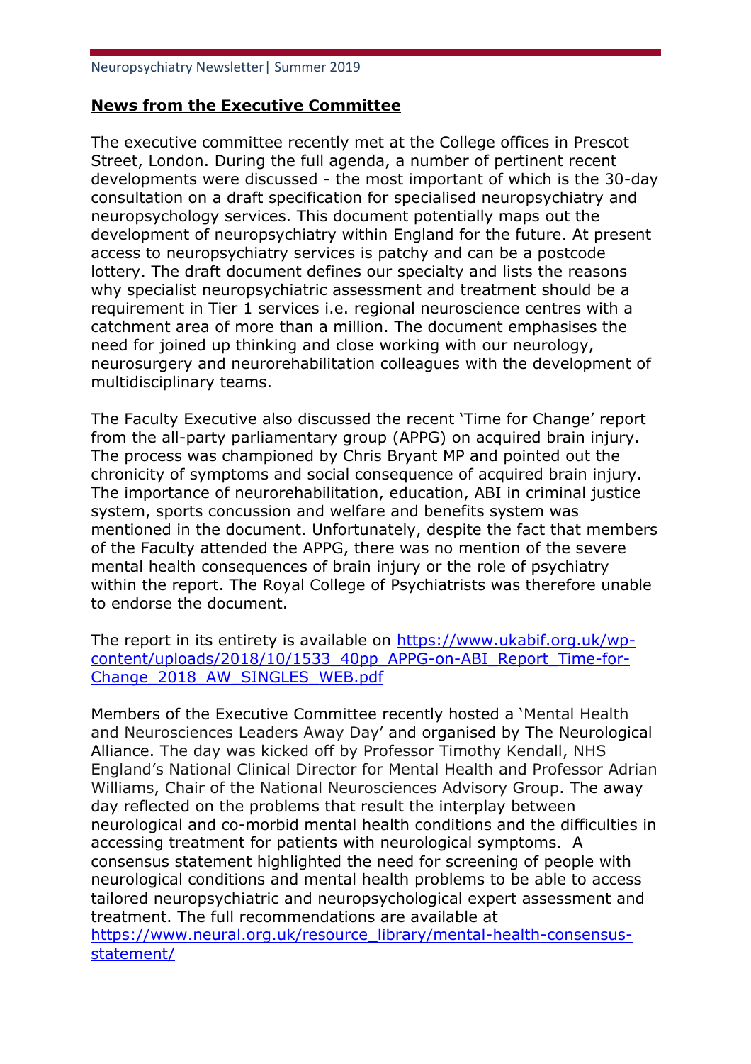## News from the Executive Committee

The executive committee recently met at the College offices in Prescot Street, London. During the full agenda, a number of pertinent recent developments were discussed - the most important of which is the 30-day consultation on a draft specification for specialised neuropsychiatry and neuropsychology services. This document potentially maps out the development of neuropsychiatry within England for the future. At present access to neuropsychiatry services is patchy and can be a postcode lottery. The draft document defines our specialty and lists the reasons why specialist neuropsychiatric assessment and treatment should be a requirement in Tier 1 services i.e. regional neuroscience centres with a catchment area of more than a million. The document emphasises the need for joined up thinking and close working with our neurology, neurosurgery and neurorehabilitation colleagues with the development of multidisciplinary teams.

The Faculty Executive also discussed the recent 'Time for Change' report from the all-party parliamentary group (APPG) on acquired brain injury. The process was championed by Chris Bryant MP and pointed out the chronicity of symptoms and social consequence of acquired brain injury. The importance of neurorehabilitation, education, ABI in criminal justice system, sports concussion and welfare and benefits system was mentioned in the document. Unfortunately, despite the fact that members of the Faculty attended the APPG, there was no mention of the severe mental health consequences of brain injury or the role of psychiatry within the report. The Royal College of Psychiatrists was therefore unable to endorse the document.

The report in its entirety is available on [https://www.ukabif.org.uk/wp-content/uploads/2018/10/1533_40pp_APPG-on-ABI_Report_Time-for-Change_2018_AW_SINGLES_WEB.pdf](https://www.ukabif.org.uk/wp-content/uploads/2018/10/1533_40pp_APPG-on-ABI_Report_Time-for-Change_2018_AW_SINGLES_WEB.pdf)

Members of the Executive Committee recently hosted a 'Mental Health and Neurosciences Leaders Away Day' and organised by The Neurological Alliance. The day was kicked off by Professor Timothy Kendall, NHS England's National Clinical Director for Mental Health and Professor Adrian Williams, Chair of the National Neurosciences Advisory Group. The away day reflected on the problems that result the interplay between neurological and co-morbid mental health conditions and the difficulties in accessing treatment for patients with neurological symptoms. A consensus statement highlighted the need for screening of people with neurological conditions and mental health problems to be able to access tailored neuropsychiatric and neuropsychological expert assessment and treatment. The full recommendations are available at [https://www.neural.org.uk/resource_library/mental-health-consensus-statement/](https://www.neural.org.uk/resource_library/mental-health-consensus-statement/)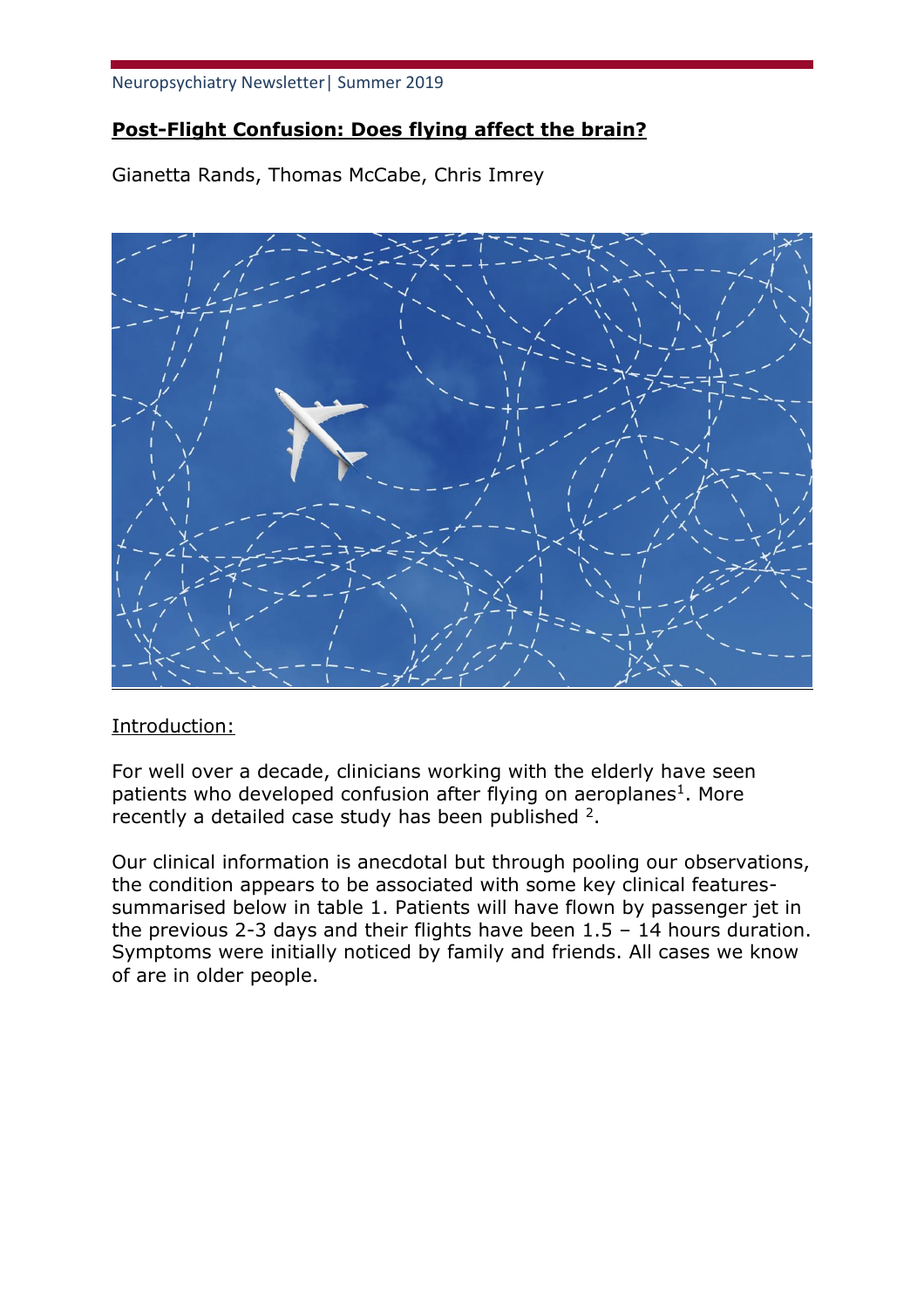## Post-Flight Confusion: Does flying affect the brain?

Gianetta Rands, Thomas McCabe, Chris Imrey

Introduction:

For well over a decade, clinicians working with the elderly have seen patients who developed confusion after flying on aeroplanes[1]. More recently a detailed case study has been published [2].

Our clinical information is anecdotal but through pooling our observations, the condition appears to be associated with some key clinical features- summarised below in table 1. Patients will have flown by passenger jet in the previous 2-3 days and their flights have been 1.5 – 14 hours duration. Symptoms were initially noticed by family and friends. All cases we know of are in older people.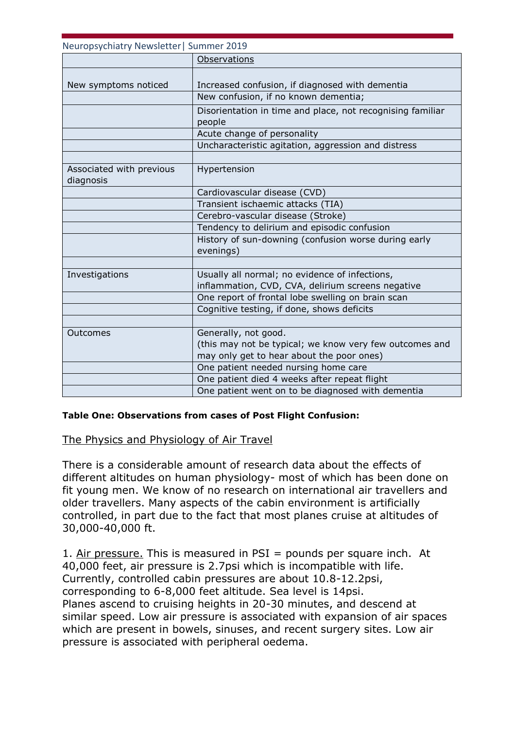| | Observations |
|---|---|
| New symptoms noticed | Increased confusion, if diagnosed with dementia |
| | New confusion, if no known dementia; |
| | Disorientation in time and place, not recognising familiar people |
| | Acute change of personality |
| | Uncharacteristic agitation, aggression and distress |
| | |
| Associated with previous diagnosis | Hypertension |
| | Cardiovascular disease (CVD) |
| | Transient ischaemic attacks (TIA) |
| | Cerebro-vascular disease (Stroke) |
| | Tendency to delirium and episodic confusion |
| | History of sun-downing (confusion worse during early evenings) |
| | |
| Investigations | Usually all normal; no evidence of infections, inflammation, CVD, CVA, delirium screens negative |
| | One report of frontal lobe swelling on brain scan |
| | Cognitive testing, if done, shows deficits |
| | |
| Outcomes | Generally, not good. (this may not be typical; we know very few outcomes and may only get to hear about the poor ones) |
| | One patient needed nursing home care |
| | One patient died 4 weeks after repeat flight |
| | One patient went on to be diagnosed with dementia |

**Table One: Observations from cases of Post Flight Confusion:**

## The Physics and Physiology of Air Travel

There is a considerable amount of research data about the effects of different altitudes on human physiology- most of which has been done on fit young men. We know of no research on international air travellers and older travellers. Many aspects of the cabin environment is artificially controlled, in part due to the fact that most planes cruise at altitudes of 30,000-40,000 ft.

1. Air pressure. This is measured in PSI = pounds per square inch. At 40,000 feet, air pressure is 2.7psi which is incompatible with life. Currently, controlled cabin pressures are about 10.8-12.2psi, corresponding to 6-8,000 feet altitude. Sea level is 14psi. Planes ascend to cruising heights in 20-30 minutes, and descend at similar speed. Low air pressure is associated with expansion of air spaces which are present in bowels, sinuses, and recent surgery sites. Low air pressure is associated with peripheral oedema.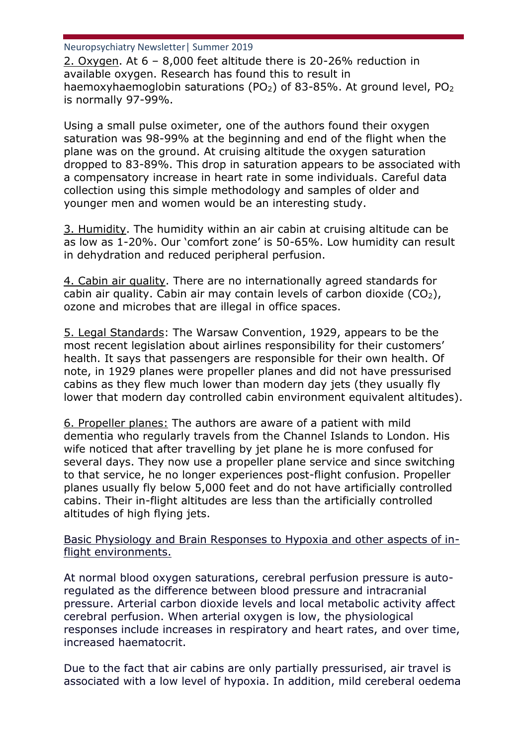2. Oxygen. At 6 – 8,000 feet altitude there is 20-26% reduction in available oxygen. Research has found this to result in haemoxyhaemoglobin saturations ($PO_2$) of 83-85%. At ground level, $PO_2$ is normally 97-99%.

Using a small pulse oximeter, one of the authors found their oxygen saturation was 98-99% at the beginning and end of the flight when the plane was on the ground. At cruising altitude the oxygen saturation dropped to 83-89%. This drop in saturation appears to be associated with a compensatory increase in heart rate in some individuals. Careful data collection using this simple methodology and samples of older and younger men and women would be an interesting study.

3. Humidity. The humidity within an air cabin at cruising altitude can be as low as 1-20%. Our 'comfort zone' is 50-65%. Low humidity can result in dehydration and reduced peripheral perfusion.

4. Cabin air quality. There are no internationally agreed standards for cabin air quality. Cabin air may contain levels of carbon dioxide ($CO_2$), ozone and microbes that are illegal in office spaces.

5. Legal Standards: The Warsaw Convention, 1929, appears to be the most recent legislation about airlines responsibility for their customers' health. It says that passengers are responsible for their own health. Of note, in 1929 planes were propeller planes and did not have pressurised cabins as they flew much lower than modern day jets (they usually fly lower that modern day controlled cabin environment equivalent altitudes).

6. Propeller planes: The authors are aware of a patient with mild dementia who regularly travels from the Channel Islands to London. His wife noticed that after travelling by jet plane he is more confused for several days. They now use a propeller plane service and since switching to that service, he no longer experiences post-flight confusion. Propeller planes usually fly below 5,000 feet and do not have artificially controlled cabins. Their in-flight altitudes are less than the artificially controlled altitudes of high flying jets.

## Basic Physiology and Brain Responses to Hypoxia and other aspects of in-flight environments.

At normal blood oxygen saturations, cerebral perfusion pressure is auto-regulated as the difference between blood pressure and intracranial pressure. Arterial carbon dioxide levels and local metabolic activity affect cerebral perfusion. When arterial oxygen is low, the physiological responses include increases in respiratory and heart rates, and over time, increased haematocrit.

Due to the fact that air cabins are only partially pressurised, air travel is associated with a low level of hypoxia. In addition, mild cereberal oedema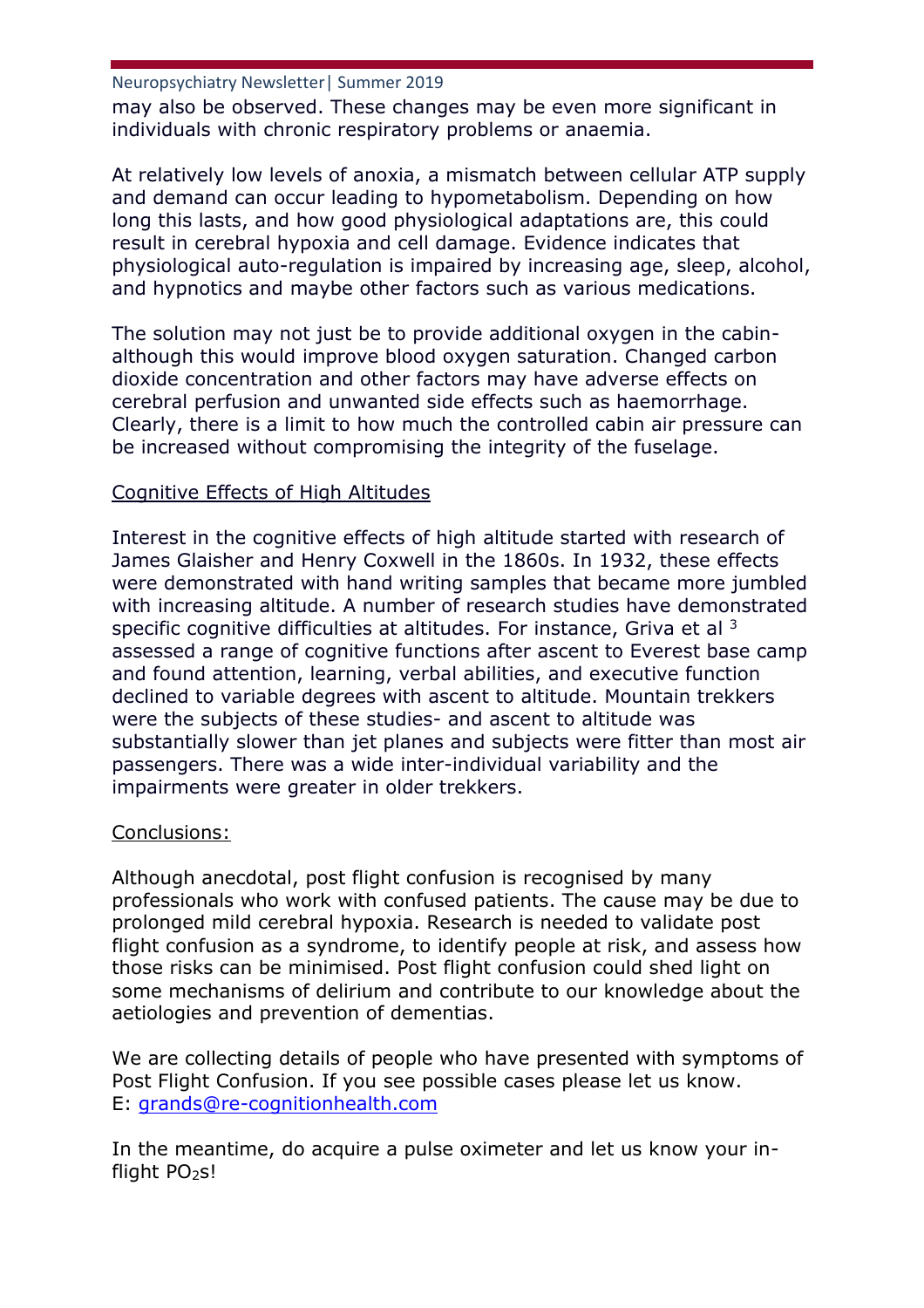may also be observed. These changes may be even more significant in individuals with chronic respiratory problems or anaemia.

At relatively low levels of anoxia, a mismatch between cellular ATP supply and demand can occur leading to hypometabolism. Depending on how long this lasts, and how good physiological adaptations are, this could result in cerebral hypoxia and cell damage. Evidence indicates that physiological auto-regulation is impaired by increasing age, sleep, alcohol, and hypnotics and maybe other factors such as various medications.

The solution may not just be to provide additional oxygen in the cabin- although this would improve blood oxygen saturation. Changed carbon dioxide concentration and other factors may have adverse effects on cerebral perfusion and unwanted side effects such as haemorrhage. Clearly, there is a limit to how much the controlled cabin air pressure can be increased without compromising the integrity of the fuselage.

<u>Cognitive Effects of High Altitudes</u>

Interest in the cognitive effects of high altitude started with research of James Glaisher and Henry Coxwell in the 1860s. In 1932, these effects were demonstrated with hand writing samples that became more jumbled with increasing altitude. A number of research studies have demonstrated specific cognitive difficulties at altitudes. For instance, Griva et al [3] assessed a range of cognitive functions after ascent to Everest base camp and found attention, learning, verbal abilities, and executive function declined to variable degrees with ascent to altitude. Mountain trekkers were the subjects of these studies- and ascent to altitude was substantially slower than jet planes and subjects were fitter than most air passengers. There was a wide inter-individual variability and the impairments were greater in older trekkers.

<u>Conclusions:</u>

Although anecdotal, post flight confusion is recognised by many professionals who work with confused patients. The cause may be due to prolonged mild cerebral hypoxia. Research is needed to validate post flight confusion as a syndrome, to identify people at risk, and assess how those risks can be minimised. Post flight confusion could shed light on some mechanisms of delirium and contribute to our knowledge about the aetiologies and prevention of dementias.

We are collecting details of people who have presented with symptoms of Post Flight Confusion. If you see possible cases please let us know.
E: grands@re-cognitionhealth.com

In the meantime, do acquire a pulse oximeter and let us know your in-flight $PO_2$s!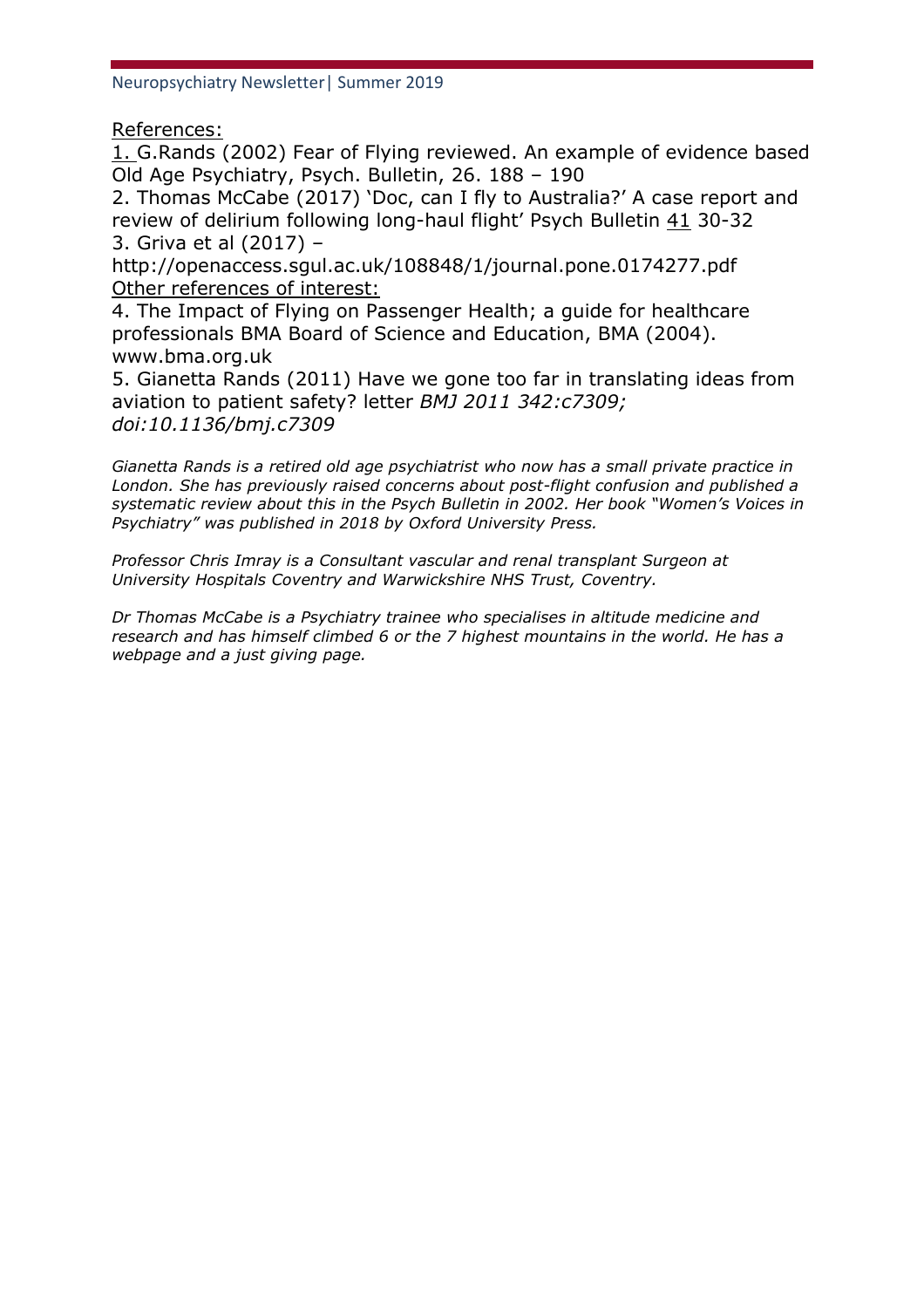References:

1. G.Rands (2002) Fear of Flying reviewed. An example of evidence based Old Age Psychiatry, Psych. Bulletin, 26. 188 – 190
2. Thomas McCabe (2017) 'Doc, can I fly to Australia?' A case report and review of delirium following long-haul flight' Psych Bulletin 41 30-32
3. Griva et al (2017) – http://openaccess.sgul.ac.uk/108848/1/journal.pone.0174277.pdf

Other references of interest:

4. The Impact of Flying on Passenger Health; a guide for healthcare professionals BMA Board of Science and Education, BMA (2004). www.bma.org.uk
5. Gianetta Rands (2011) Have we gone too far in translating ideas from aviation to patient safety? letter *BMJ 2011 342:c7309; doi:10.1136/bmj.c7309*

*Gianetta Rands is a retired old age psychiatrist who now has a small private practice in London. She has previously raised concerns about post-flight confusion and published a systematic review about this in the Psych Bulletin in 2002. Her book "Women's Voices in Psychiatry" was published in 2018 by Oxford University Press.*

*Professor Chris Imray is a Consultant vascular and renal transplant Surgeon at University Hospitals Coventry and Warwickshire NHS Trust, Coventry.*

*Dr Thomas McCabe is a Psychiatry trainee who specialises in altitude medicine and research and has himself climbed 6 or the 7 highest mountains in the world. He has a webpage and a just giving page.*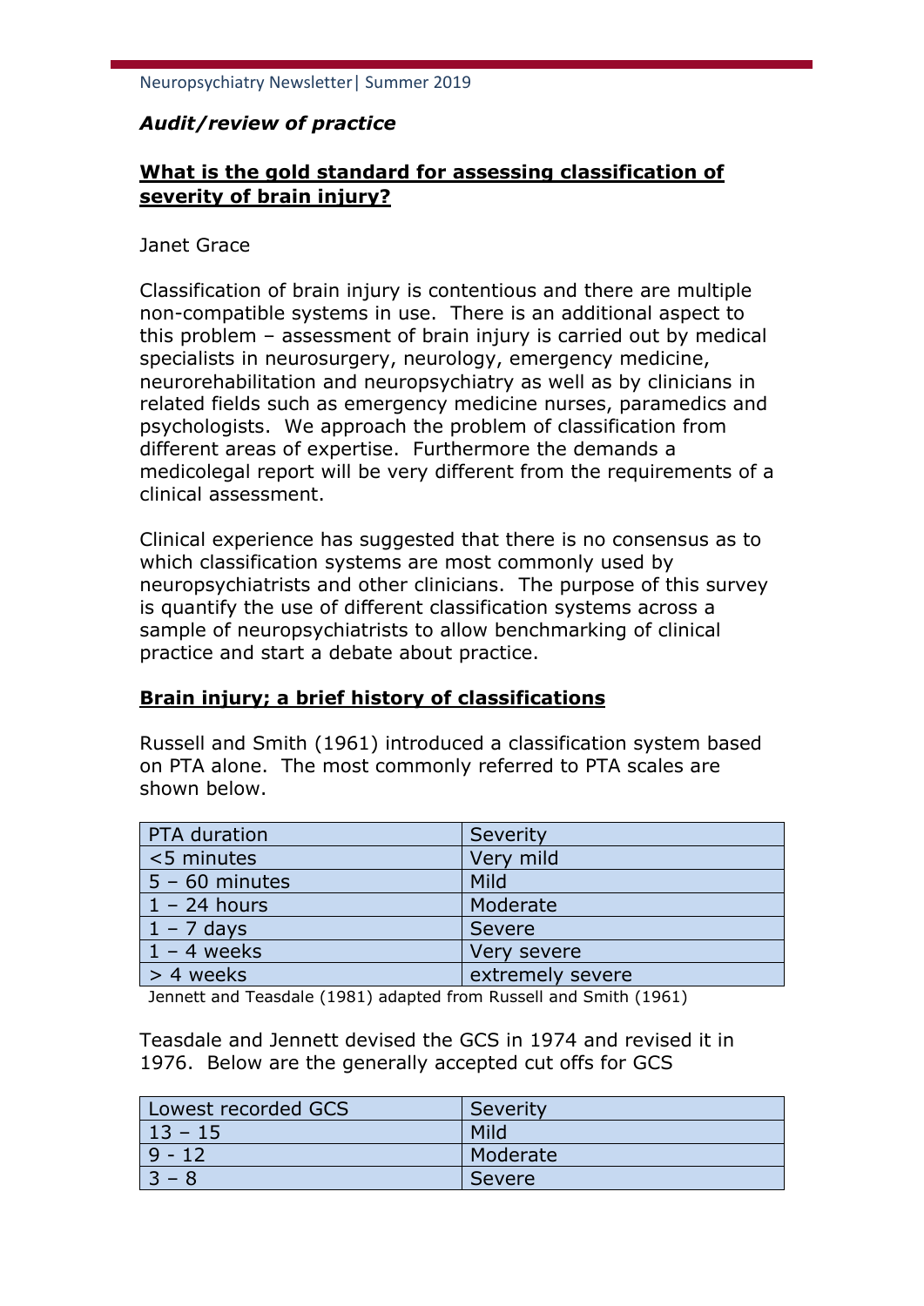*Audit/review of practice*

## **What is the gold standard for assessing classification of severity of brain injury?**

Janet Grace

Classification of brain injury is contentious and there are multiple non-compatible systems in use. There is an additional aspect to this problem – assessment of brain injury is carried out by medical specialists in neurosurgery, neurology, emergency medicine, neurorehabilitation and neuropsychiatry as well as by clinicians in related fields such as emergency medicine nurses, paramedics and psychologists. We approach the problem of classification from different areas of expertise. Furthermore the demands a medicolegal report will be very different from the requirements of a clinical assessment.

Clinical experience has suggested that there is no consensus as to which classification systems are most commonly used by neuropsychiatrists and other clinicians. The purpose of this survey is quantify the use of different classification systems across a sample of neuropsychiatrists to allow benchmarking of clinical practice and start a debate about practice.

## **Brain injury; a brief history of classifications**

Russell and Smith (1961) introduced a classification system based on PTA alone. The most commonly referred to PTA scales are shown below.

| PTA duration | Severity |
|---|---|
| <5 minutes | Very mild |
| 5 – 60 minutes | Mild |
| 1 – 24 hours | Moderate |
| 1 – 7 days | Severe |
| 1 – 4 weeks | Very severe |
| > 4 weeks | extremely severe |

Jennett and Teasdale (1981) adapted from Russell and Smith (1961)

Teasdale and Jennett devised the GCS in 1974 and revised it in 1976. Below are the generally accepted cut offs for GCS

| Lowest recorded GCS | Severity |
|---|---|
| 13 – 15 | Mild |
| 9 - 12 | Moderate |
| 3 – 8 | Severe |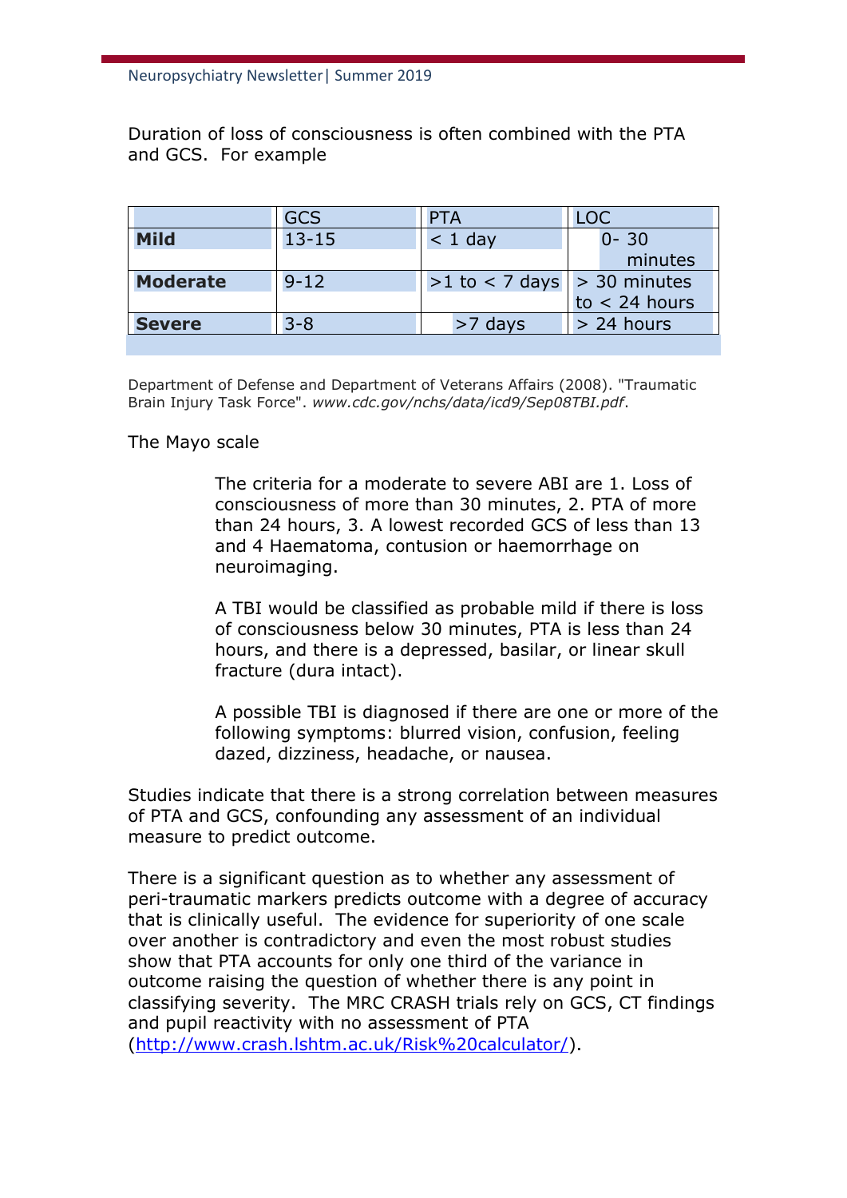Duration of loss of consciousness is often combined with the PTA and GCS. For example

| | GCS | PTA | LOC |
|---|---|---|---|
| **Mild** | 13-15 | < 1 day | 0- 30 minutes |
| **Moderate** | 9-12 | >1 to < 7 days | > 30 minutes to < 24 hours |
| **Severe** | 3-8 | >7 days | > 24 hours |

Department of Defense and Department of Veterans Affairs (2008). "Traumatic Brain Injury Task Force". *www.cdc.gov/nchs/data/icd9/Sep08TBI.pdf*.

The Mayo scale

> The criteria for a moderate to severe ABI are 1. Loss of consciousness of more than 30 minutes, 2. PTA of more than 24 hours, 3. A lowest recorded GCS of less than 13 and 4 Haematoma, contusion or haemorrhage on neuroimaging.
>
> A TBI would be classified as probable mild if there is loss of consciousness below 30 minutes, PTA is less than 24 hours, and there is a depressed, basilar, or linear skull fracture (dura intact).
>
> A possible TBI is diagnosed if there are one or more of the following symptoms: blurred vision, confusion, feeling dazed, dizziness, headache, or nausea.

Studies indicate that there is a strong correlation between measures of PTA and GCS, confounding any assessment of an individual measure to predict outcome.

There is a significant question as to whether any assessment of peri-traumatic markers predicts outcome with a degree of accuracy that is clinically useful. The evidence for superiority of one scale over another is contradictory and even the most robust studies show that PTA accounts for only one third of the variance in outcome raising the question of whether there is any point in classifying severity. The MRC CRASH trials rely on GCS, CT findings and pupil reactivity with no assessment of PTA (http://www.crash.lshtm.ac.uk/Risk%20calculator/).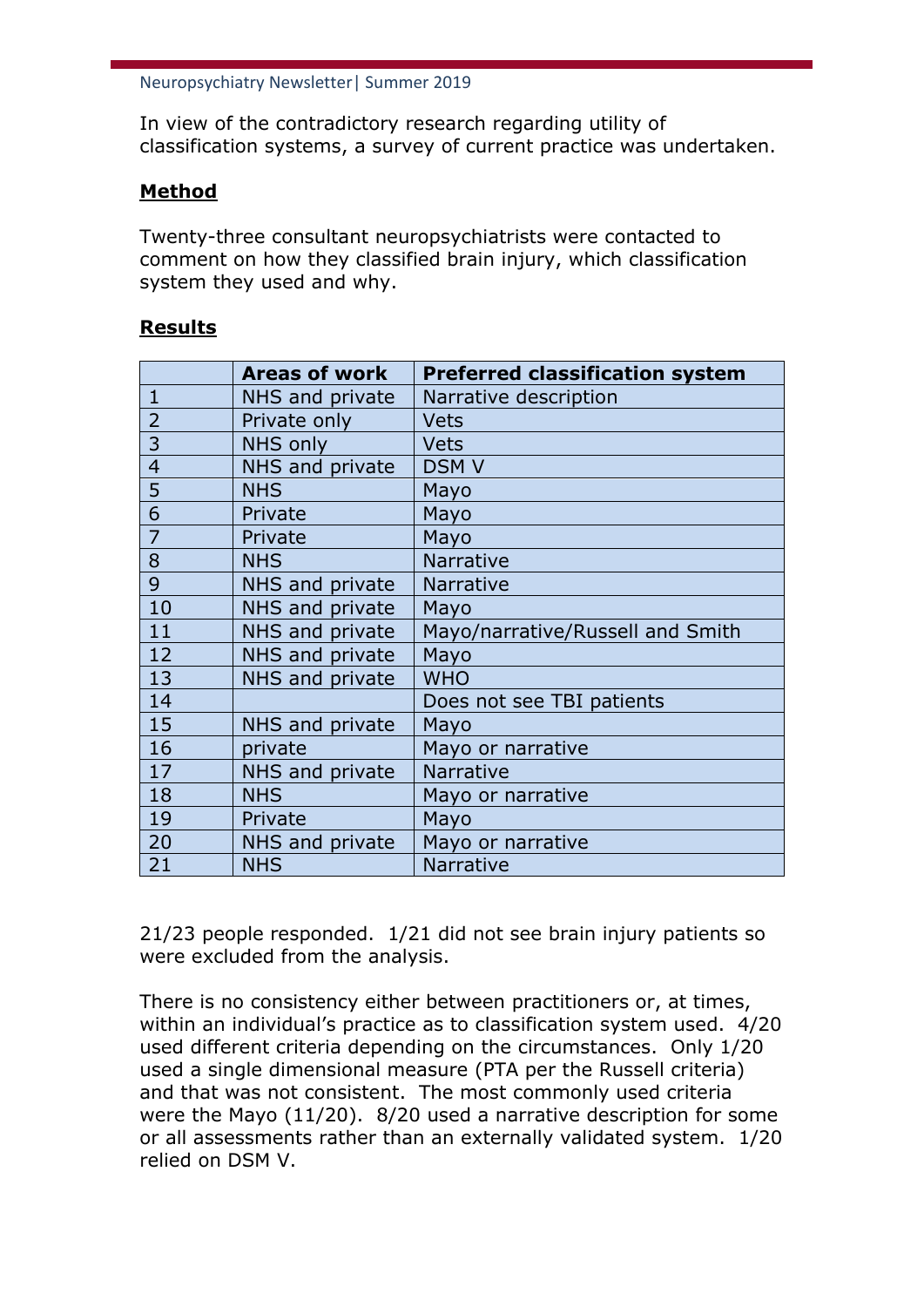In view of the contradictory research regarding utility of classification systems, a survey of current practice was undertaken.

**Method**

Twenty-three consultant neuropsychiatrists were contacted to comment on how they classified brain injury, which classification system they used and why.

**Results**

| | Areas of work | Preferred classification system |
|---|---|---|
| 1 | NHS and private | Narrative description |
| 2 | Private only | Vets |
| 3 | NHS only | Vets |
| 4 | NHS and private | DSM V |
| 5 | NHS | Mayo |
| 6 | Private | Mayo |
| 7 | Private | Mayo |
| 8 | NHS | Narrative |
| 9 | NHS and private | Narrative |
| 10 | NHS and private | Mayo |
| 11 | NHS and private | Mayo/narrative/Russell and Smith |
| 12 | NHS and private | Mayo |
| 13 | NHS and private | WHO |
| 14 | | Does not see TBI patients |
| 15 | NHS and private | Mayo |
| 16 | private | Mayo or narrative |
| 17 | NHS and private | Narrative |
| 18 | NHS | Mayo or narrative |
| 19 | Private | Mayo |
| 20 | NHS and private | Mayo or narrative |
| 21 | NHS | Narrative |

21/23 people responded. 1/21 did not see brain injury patients so were excluded from the analysis.

There is no consistency either between practitioners or, at times, within an individual's practice as to classification system used. 4/20 used different criteria depending on the circumstances. Only 1/20 used a single dimensional measure (PTA per the Russell criteria) and that was not consistent. The most commonly used criteria were the Mayo (11/20). 8/20 used a narrative description for some or all assessments rather than an externally validated system. 1/20 relied on DSM V.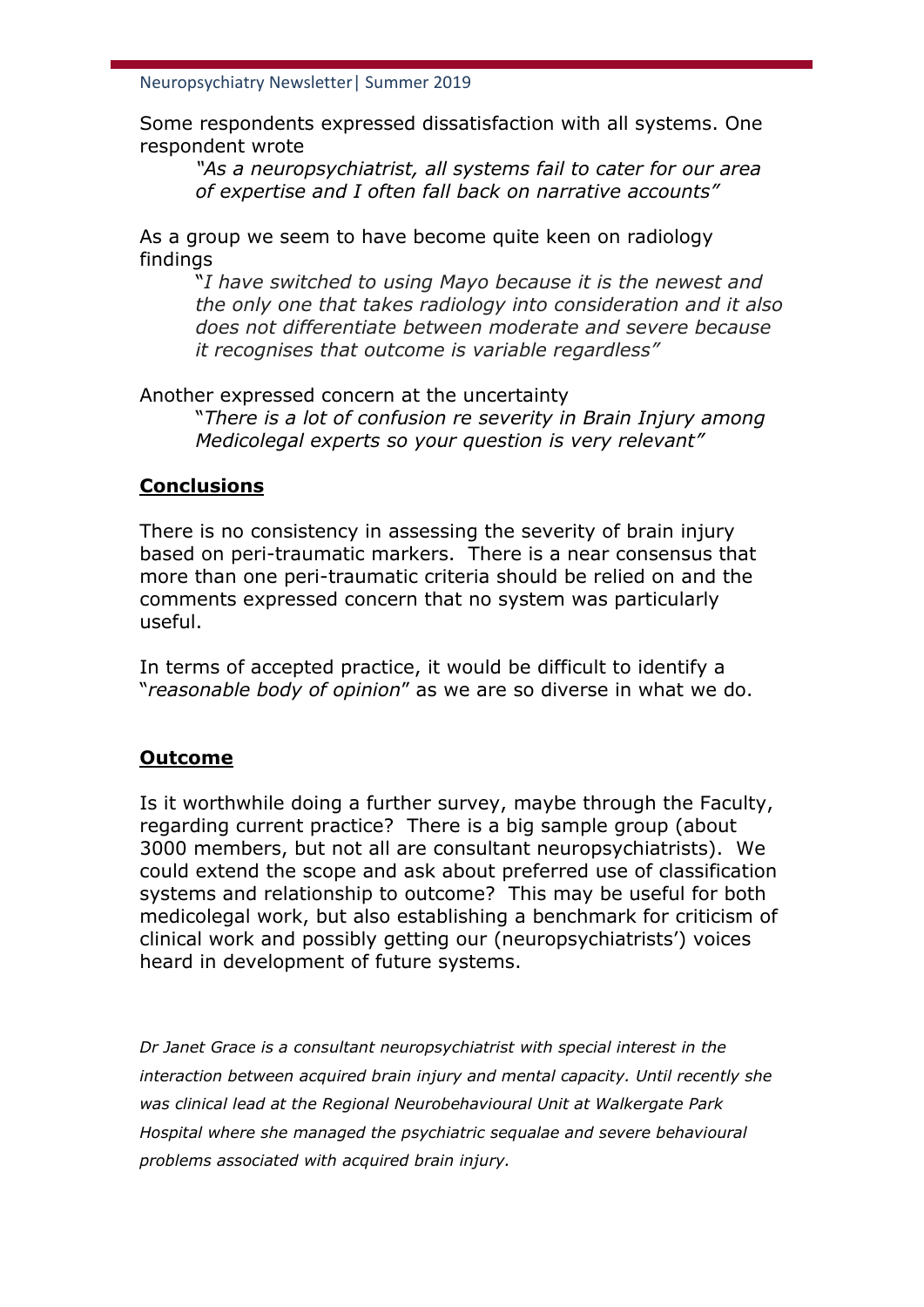Some respondents expressed dissatisfaction with all systems. One respondent wrote

> *"As a neuropsychiatrist, all systems fail to cater for our area of expertise and I often fall back on narrative accounts"*

As a group we seem to have become quite keen on radiology findings

> "*I have switched to using Mayo because it is the newest and the only one that takes radiology into consideration and it also does not differentiate between moderate and severe because it recognises that outcome is variable regardless"*

Another expressed concern at the uncertainty

> "*There is a lot of confusion re severity in Brain Injury among Medicolegal experts so your question is very relevant"*

## Conclusions

There is no consistency in assessing the severity of brain injury based on peri-traumatic markers. There is a near consensus that more than one peri-traumatic criteria should be relied on and the comments expressed concern that no system was particularly useful.

In terms of accepted practice, it would be difficult to identify a "*reasonable body of opinion*" as we are so diverse in what we do.

## Outcome

Is it worthwhile doing a further survey, maybe through the Faculty, regarding current practice? There is a big sample group (about 3000 members, but not all are consultant neuropsychiatrists). We could extend the scope and ask about preferred use of classification systems and relationship to outcome? This may be useful for both medicolegal work, but also establishing a benchmark for criticism of clinical work and possibly getting our (neuropsychiatrists') voices heard in development of future systems.

*Dr Janet Grace is a consultant neuropsychiatrist with special interest in the interaction between acquired brain injury and mental capacity. Until recently she was clinical lead at the Regional Neurobehavioural Unit at Walkergate Park Hospital where she managed the psychiatric sequalae and severe behavioural problems associated with acquired brain injury.*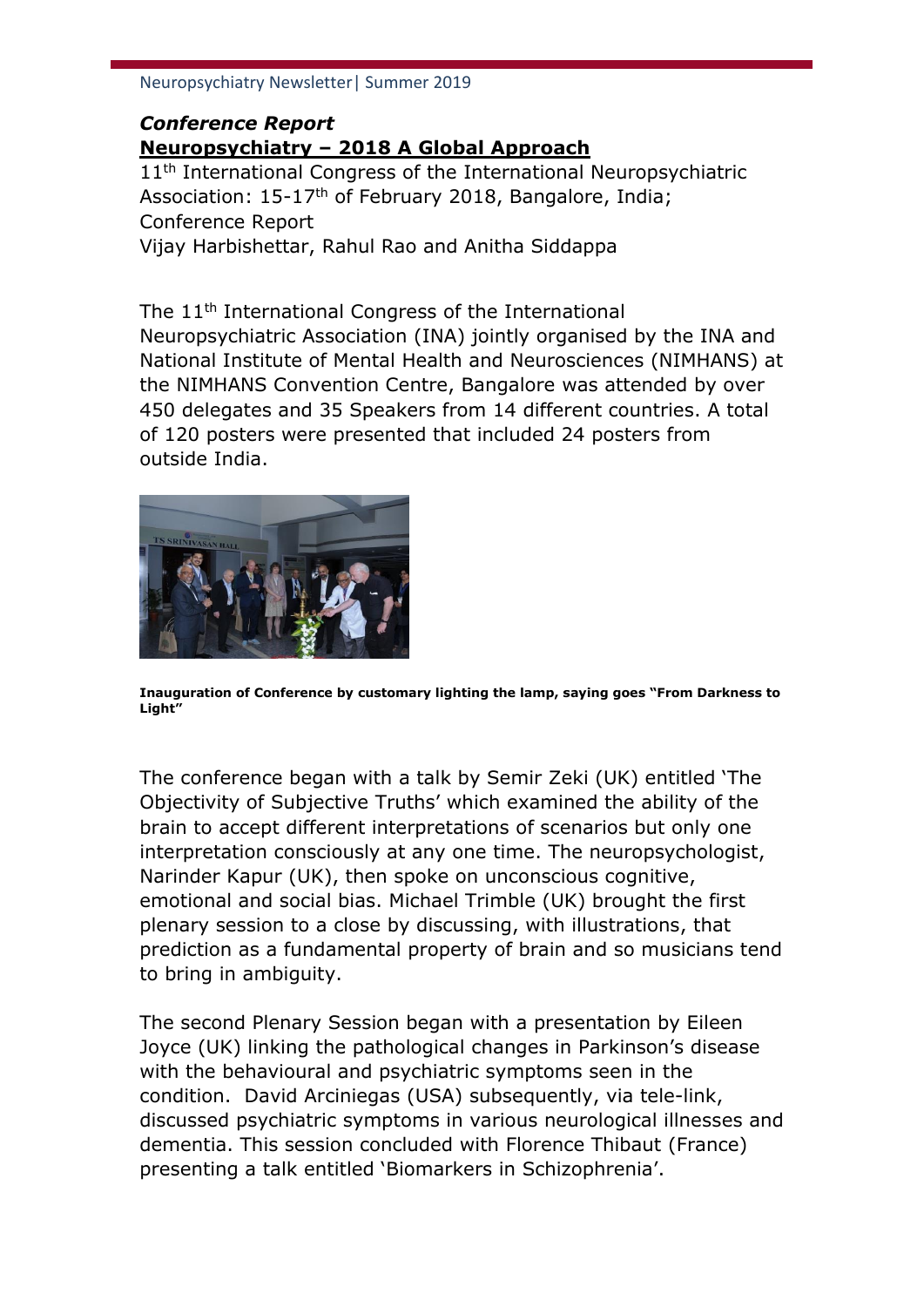### *Conference Report*

### Neuropsychiatry – 2018 A Global Approach

11th International Congress of the International Neuropsychiatric Association: 15-17th of February 2018, Bangalore, India; Conference Report

Vijay Harbishettar, Rahul Rao and Anitha Siddappa

The 11th International Congress of the International Neuropsychiatric Association (INA) jointly organised by the INA and National Institute of Mental Health and Neurosciences (NIMHANS) at the NIMHANS Convention Centre, Bangalore was attended by over 450 delegates and 35 Speakers from 14 different countries. A total of 120 posters were presented that included 24 posters from outside India.

**Inauguration of Conference by customary lighting the lamp, saying goes "From Darkness to Light"**

The conference began with a talk by Semir Zeki (UK) entitled 'The Objectivity of Subjective Truths' which examined the ability of the brain to accept different interpretations of scenarios but only one interpretation consciously at any one time. The neuropsychologist, Narinder Kapur (UK), then spoke on unconscious cognitive, emotional and social bias. Michael Trimble (UK) brought the first plenary session to a close by discussing, with illustrations, that prediction as a fundamental property of brain and so musicians tend to bring in ambiguity.

The second Plenary Session began with a presentation by Eileen Joyce (UK) linking the pathological changes in Parkinson's disease with the behavioural and psychiatric symptoms seen in the condition. David Arciniegas (USA) subsequently, via tele-link, discussed psychiatric symptoms in various neurological illnesses and dementia. This session concluded with Florence Thibaut (France) presenting a talk entitled 'Biomarkers in Schizophrenia'.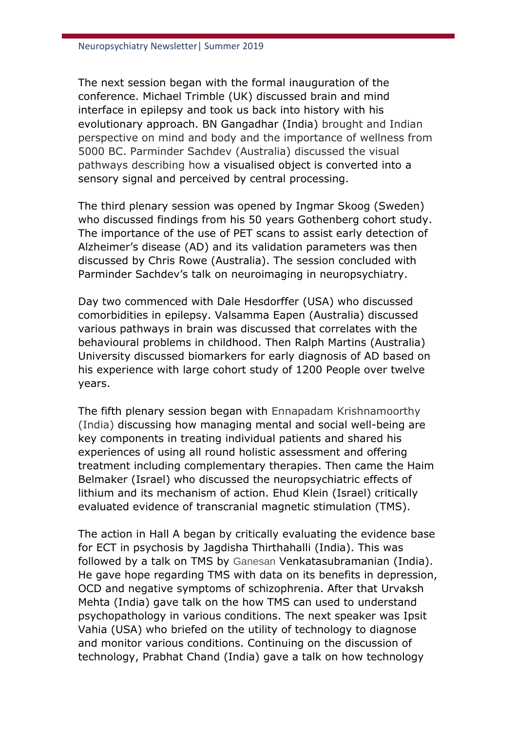The next session began with the formal inauguration of the conference. Michael Trimble (UK) discussed brain and mind interface in epilepsy and took us back into history with his evolutionary approach. BN Gangadhar (India) brought and Indian perspective on mind and body and the importance of wellness from 5000 BC. Parminder Sachdev (Australia) discussed the visual pathways describing how a visualised object is converted into a sensory signal and perceived by central processing.

The third plenary session was opened by Ingmar Skoog (Sweden) who discussed findings from his 50 years Gothenberg cohort study. The importance of the use of PET scans to assist early detection of Alzheimer's disease (AD) and its validation parameters was then discussed by Chris Rowe (Australia). The session concluded with Parminder Sachdev's talk on neuroimaging in neuropsychiatry.

Day two commenced with Dale Hesdorffer (USA) who discussed comorbidities in epilepsy. Valsamma Eapen (Australia) discussed various pathways in brain was discussed that correlates with the behavioural problems in childhood. Then Ralph Martins (Australia) University discussed biomarkers for early diagnosis of AD based on his experience with large cohort study of 1200 People over twelve years.

The fifth plenary session began with Ennapadam Krishnamoorthy (India) discussing how managing mental and social well-being are key components in treating individual patients and shared his experiences of using all round holistic assessment and offering treatment including complementary therapies. Then came the Haim Belmaker (Israel) who discussed the neuropsychiatric effects of lithium and its mechanism of action. Ehud Klein (Israel) critically evaluated evidence of transcranial magnetic stimulation (TMS).

The action in Hall A began by critically evaluating the evidence base for ECT in psychosis by Jagdisha Thirthahalli (India). This was followed by a talk on TMS by Ganesan Venkatasubramanian (India). He gave hope regarding TMS with data on its benefits in depression, OCD and negative symptoms of schizophrenia. After that Urvaksh Mehta (India) gave talk on the how TMS can used to understand psychopathology in various conditions. The next speaker was Ipsit Vahia (USA) who briefed on the utility of technology to diagnose and monitor various conditions. Continuing on the discussion of technology, Prabhat Chand (India) gave a talk on how technology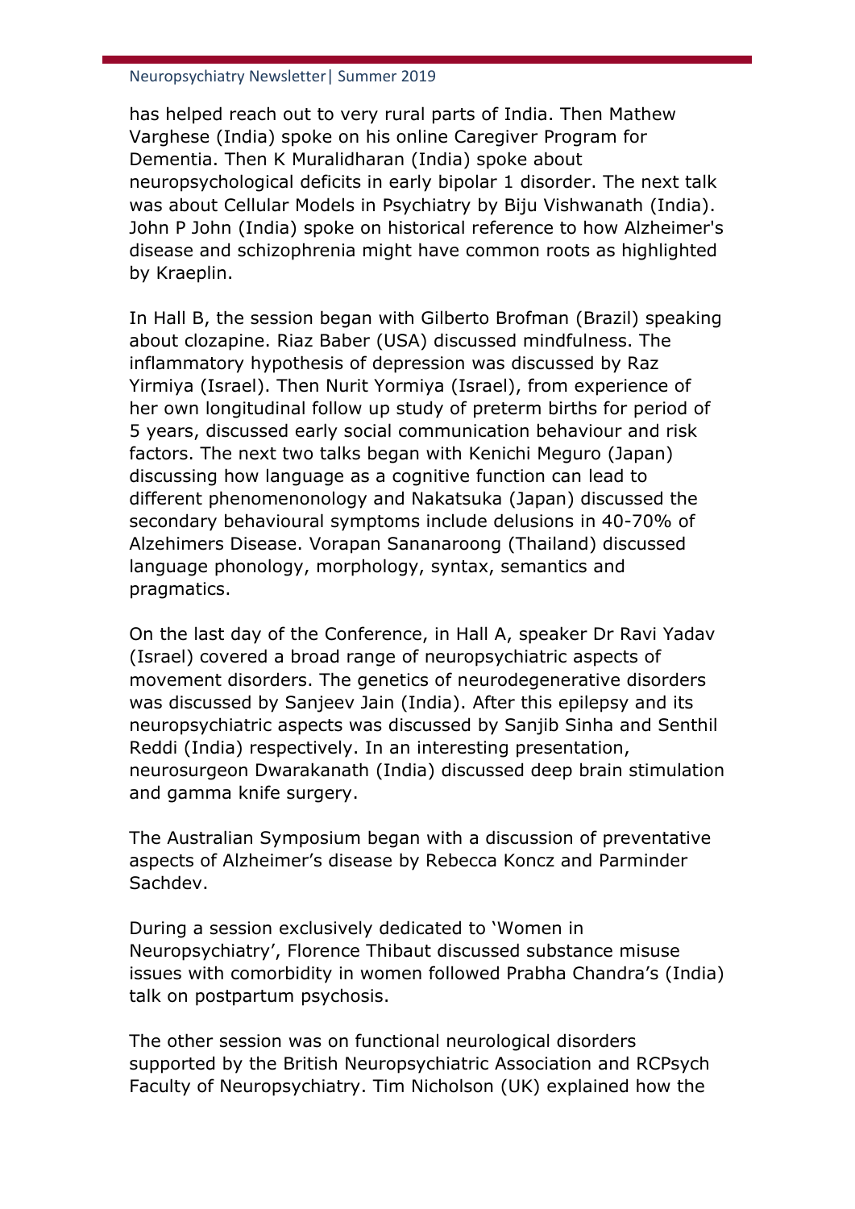has helped reach out to very rural parts of India. Then Mathew Varghese (India) spoke on his online Caregiver Program for Dementia. Then K Muralidharan (India) spoke about neuropsychological deficits in early bipolar 1 disorder. The next talk was about Cellular Models in Psychiatry by Biju Vishwanath (India). John P John (India) spoke on historical reference to how Alzheimer's disease and schizophrenia might have common roots as highlighted by Kraeplin.

In Hall B, the session began with Gilberto Brofman (Brazil) speaking about clozapine. Riaz Baber (USA) discussed mindfulness. The inflammatory hypothesis of depression was discussed by Raz Yirmiya (Israel). Then Nurit Yormiya (Israel), from experience of her own longitudinal follow up study of preterm births for period of 5 years, discussed early social communication behaviour and risk factors. The next two talks began with Kenichi Meguro (Japan) discussing how language as a cognitive function can lead to different phenomenonology and Nakatsuka (Japan) discussed the secondary behavioural symptoms include delusions in 40-70% of Alzehimers Disease. Vorapan Sananaroong (Thailand) discussed language phonology, morphology, syntax, semantics and pragmatics.

On the last day of the Conference, in Hall A, speaker Dr Ravi Yadav (Israel) covered a broad range of neuropsychiatric aspects of movement disorders. The genetics of neurodegenerative disorders was discussed by Sanjeev Jain (India). After this epilepsy and its neuropsychiatric aspects was discussed by Sanjib Sinha and Senthil Reddi (India) respectively. In an interesting presentation, neurosurgeon Dwarakanath (India) discussed deep brain stimulation and gamma knife surgery.

The Australian Symposium began with a discussion of preventative aspects of Alzheimer's disease by Rebecca Koncz and Parminder Sachdev.

During a session exclusively dedicated to 'Women in Neuropsychiatry', Florence Thibaut discussed substance misuse issues with comorbidity in women followed Prabha Chandra's (India) talk on postpartum psychosis.

The other session was on functional neurological disorders supported by the British Neuropsychiatric Association and RCPsych Faculty of Neuropsychiatry. Tim Nicholson (UK) explained how the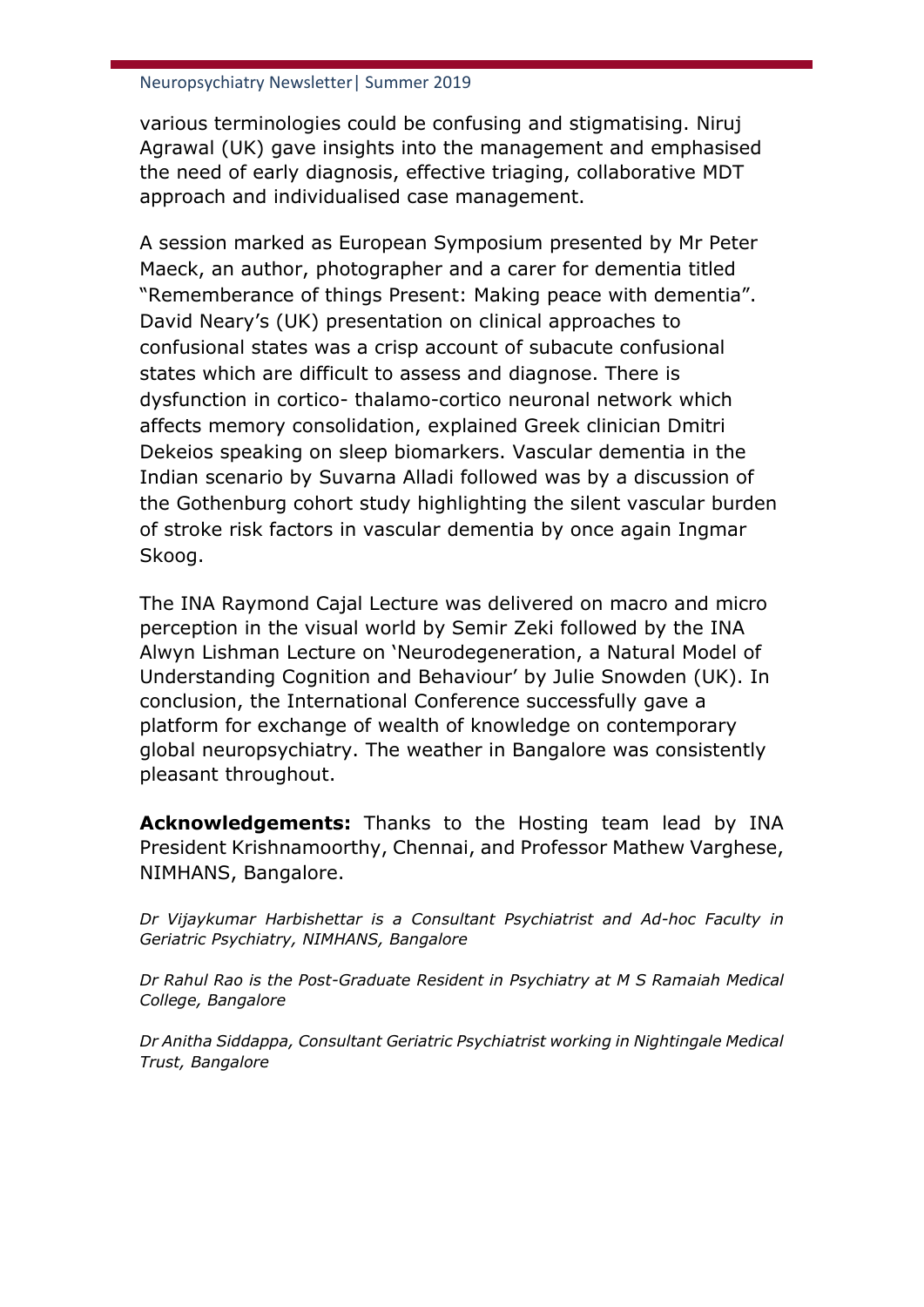various terminologies could be confusing and stigmatising. Niruj Agrawal (UK) gave insights into the management and emphasised the need of early diagnosis, effective triaging, collaborative MDT approach and individualised case management.

A session marked as European Symposium presented by Mr Peter Maeck, an author, photographer and a carer for dementia titled "Rememberance of things Present: Making peace with dementia". David Neary's (UK) presentation on clinical approaches to confusional states was a crisp account of subacute confusional states which are difficult to assess and diagnose. There is dysfunction in cortico- thalamo-cortico neuronal network which affects memory consolidation, explained Greek clinician Dmitri Dekeios speaking on sleep biomarkers. Vascular dementia in the Indian scenario by Suvarna Alladi followed was by a discussion of the Gothenburg cohort study highlighting the silent vascular burden of stroke risk factors in vascular dementia by once again Ingmar Skoog.

The INA Raymond Cajal Lecture was delivered on macro and micro perception in the visual world by Semir Zeki followed by the INA Alwyn Lishman Lecture on 'Neurodegeneration, a Natural Model of Understanding Cognition and Behaviour' by Julie Snowden (UK). In conclusion, the International Conference successfully gave a platform for exchange of wealth of knowledge on contemporary global neuropsychiatry. The weather in Bangalore was consistently pleasant throughout.

**Acknowledgements:** Thanks to the Hosting team lead by INA President Krishnamoorthy, Chennai, and Professor Mathew Varghese, NIMHANS, Bangalore.

*Dr Vijaykumar Harbishettar is a Consultant Psychiatrist and Ad-hoc Faculty in Geriatric Psychiatry, NIMHANS, Bangalore*

*Dr Rahul Rao is the Post-Graduate Resident in Psychiatry at M S Ramaiah Medical College, Bangalore*

*Dr Anitha Siddappa, Consultant Geriatric Psychiatrist working in Nightingale Medical Trust, Bangalore*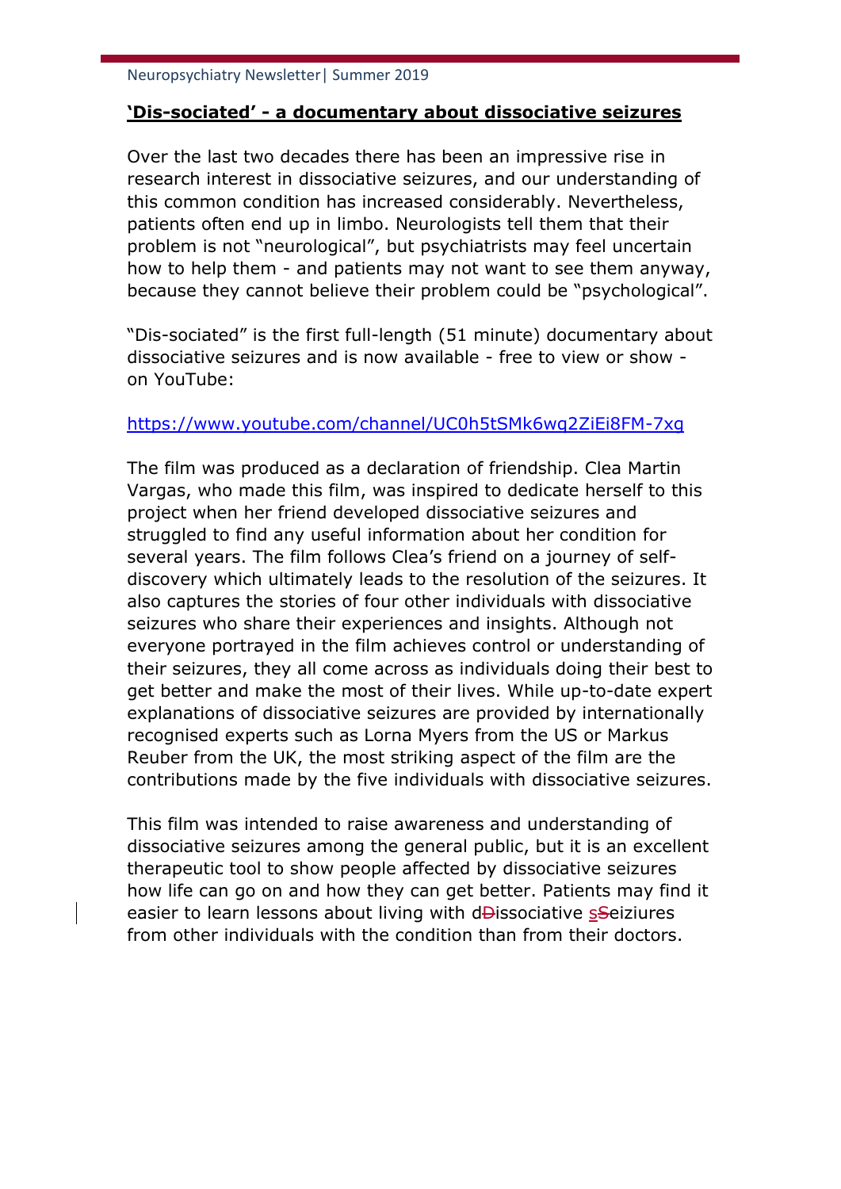## **'Dis-sociated' - a documentary about dissociative seizures**

Over the last two decades there has been an impressive rise in research interest in dissociative seizures, and our understanding of this common condition has increased considerably. Nevertheless, patients often end up in limbo. Neurologists tell them that their problem is not "neurological", but psychiatrists may feel uncertain how to help them - and patients may not want to see them anyway, because they cannot believe their problem could be "psychological".

"Dis-sociated" is the first full-length (51 minute) documentary about dissociative seizures and is now available - free to view or show - on YouTube:

https://www.youtube.com/channel/UC0h5tSMk6wq2ZiEi8FM-7xq

The film was produced as a declaration of friendship. Clea Martin Vargas, who made this film, was inspired to dedicate herself to this project when her friend developed dissociative seizures and struggled to find any useful information about her condition for several years. The film follows Clea's friend on a journey of self-discovery which ultimately leads to the resolution of the seizures. It also captures the stories of four other individuals with dissociative seizures who share their experiences and insights. Although not everyone portrayed in the film achieves control or understanding of their seizures, they all come across as individuals doing their best to get better and make the most of their lives. While up-to-date expert explanations of dissociative seizures are provided by internationally recognised experts such as Lorna Myers from the US or Markus Reuber from the UK, the most striking aspect of the film are the contributions made by the five individuals with dissociative seizures.

This film was intended to raise awareness and understanding of dissociative seizures among the general public, but it is an excellent therapeutic tool to show people affected by dissociative seizures how life can go on and how they can get better. Patients may find it easier to learn lessons about living with dissociative seiziures from other individuals with the condition than from their doctors.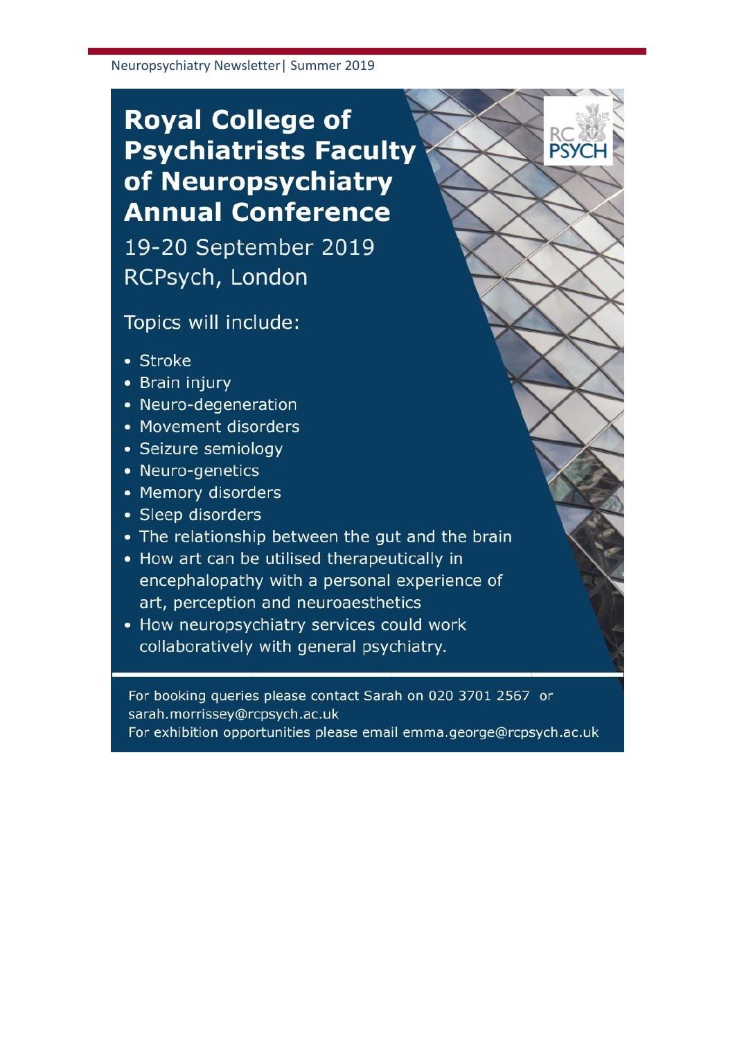# Royal College of Psychiatrists Faculty of Neuropsychiatry Annual Conference

19-20 September 2019
RCPsych, London

Topics will include:

- Stroke
- Brain injury
- Neuro-degeneration
- Movement disorders
- Seizure semiology
- Neuro-genetics
- Memory disorders
- Sleep disorders
- The relationship between the gut and the brain
- How art can be utilised therapeutically in encephalopathy with a personal experience of art, perception and neuroaesthetics
- How neuropsychiatry services could work collaboratively with general psychiatry.

For booking queries please contact Sarah on 020 3701 2567 or sarah.morrissey@rcpsych.ac.uk
For exhibition opportunities please email emma.george@rcpsych.ac.uk